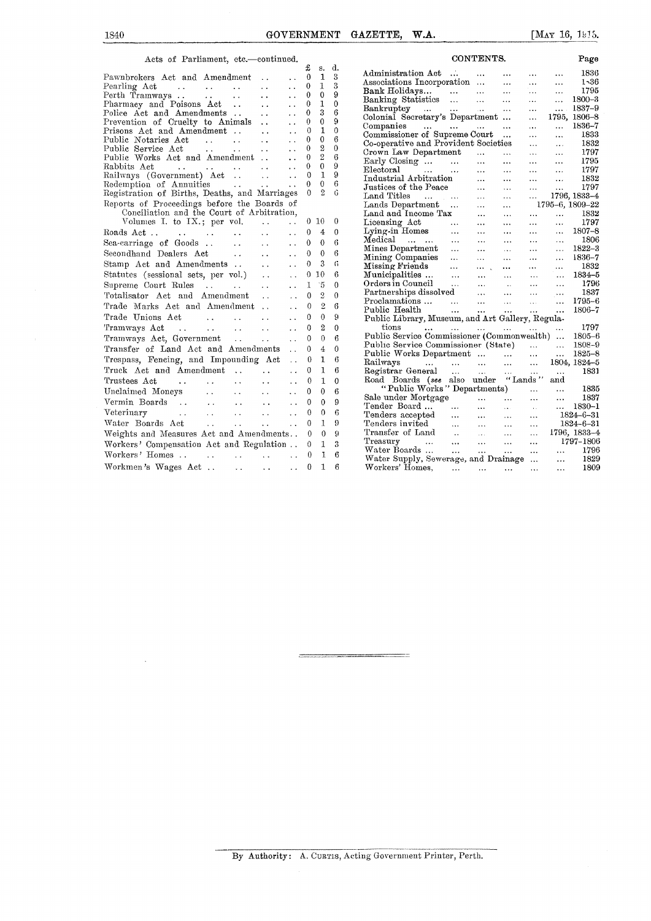Acts of Parliament, etc.—continued.

| | £ | s. | d. |
|---|---|---|---|
| Pawnbrokers Act and Amendment | 0 | 1 | 3 |
| Pearling Act | 0 | 1 | 3 |
| Perth Tramways | 0 | 0 | 9 |
| Pharmacy and Poisons Act | 0 | 1 | 0 |
| Police Act and Amendments | 0 | 3 | 6 |
| Prevention of Cruelty to Animals | 0 | 0 | 9 |
| Prisons Act and Amendment | 0 | 1 | 0 |
| Public Notaries Act | 0 | 0 | 6 |
| Public Service Act | 0 | 2 | 0 |
| Public Works Act and Amendment | 0 | 2 | 6 |
| Rabbits Act | 0 | 0 | 9 |
| Railways (Government) Act | 0 | 1 | 9 |
| Redemption of Annuities | 0 | 0 | 6 |
| Registration of Births, Deaths, and Marriages | 0 | 2 | 6 |
| Reports of Proceedings before the Boards of Conciliation and the Court of Arbitration, Volumes I. to IX.; per vol. | 0 | 10 | 0 |
| Roads Act | 0 | 4 | 0 |
| Sea-carriage of Goods | 0 | 0 | 6 |
| Secondhand Dealers Act | 0 | 0 | 6 |
| Stamp Act and Amendments | 0 | 3 | 6 |
| Statutes (sessional sets, per vol.) | 0 | 10 | 6 |
| Supreme Court Rules | 1 | 5 | 0 |
| Totalisator Act and Amendment | 0 | 2 | 0 |
| Trade Marks Act and Amendment | 0 | 2 | 6 |
| Trade Unions Act | 0 | 0 | 9 |
| Tramways Act | 0 | 2 | 0 |
| Tramways Act, Government | 0 | 0 | 6 |
| Transfer of Land Act and Amendments | 0 | 4 | 0 |
| Trespass, Fencing, and Impounding Act | 0 | 1 | 6 |
| Truck Act and Amendment | 0 | 1 | 6 |
| Trustees Act | 0 | 1 | 0 |
| Unclaimed Moneys | 0 | 0 | 6 |
| Vermin Boards | 0 | 0 | 9 |
| Veterinary | 0 | 0 | 6 |
| Water Boards Act | 0 | 1 | 9 |
| Weights and Measures Act and Amendments | 0 | 0 | 9 |
| Workers' Compensation Act and Regulation | 0 | 1 | 3 |
| Workers' Homes | 0 | 1 | 6 |
| Workmen's Wages Act | 0 | 1 | 6 |

## CONTENTS.

| | Page |
|---|---|
| Administration Act | 1836 |
| Associations Incorporation | 1836 |
| Bank Holidays | 1795 |
| Banking Statistics | 1800–3 |
| Bankruptcy | 1837–9 |
| Colonial Secretary's Department | 1795, 1806–8 |
| Companies | 1836–7 |
| Commissioner of Supreme Court | 1833 |
| Co-operative and Provident Societies | 1832 |
| Crown Law Department | 1797 |
| Early Closing | 1795 |
| Electoral | 1797 |
| Industrial Arbitration | 1832 |
| Justices of the Peace | 1797 |
| Land Titles | 1796, 1833–4 |
| Lands Department | 1795–6, 1809–22 |
| Land and Income Tax | 1832 |
| Licensing Act | 1797 |
| Lying-in Homes | 1807–8 |
| Medical | 1806 |
| Mines Department | 1822–3 |
| Mining Companies | 1836–7 |
| Missing Friends | 1832 |
| Municipalities | 1834–5 |
| Orders in Council | 1796 |
| Partnerships dissolved | 1837 |
| Proclamations | 1795–6 |
| Public Health | 1806–7 |
| Public Library, Museum, and Art Gallery, Regulations | 1797 |
| Public Service Commissioner (Commonwealth) | 1805–6 |
| Public Service Commissioner (State) | 1808–9 |
| Public Works Department | 1825–8 |
| Railways | 1804, 1824–5 |
| Registrar General | 1831 |
| Road Boards (*see* also under "Lands" and "Public Works" Departments) | 1835 |
| Sale under Mortgage | 1837 |
| Tender Board | 1830–1 |
| Tenders accepted | 1824–6–31 |
| Tenders invited | 1824–6–31 |
| Transfer of Land | 1796, 1833–4 |
| Treasury | 1797–1806 |
| Water Boards | 1796 |
| Water Supply, Sewerage, and Drainage | 1829 |
| Workers' Homes | 1809 |

By Authority: A. CURTIS, Acting Government Printer, Perth.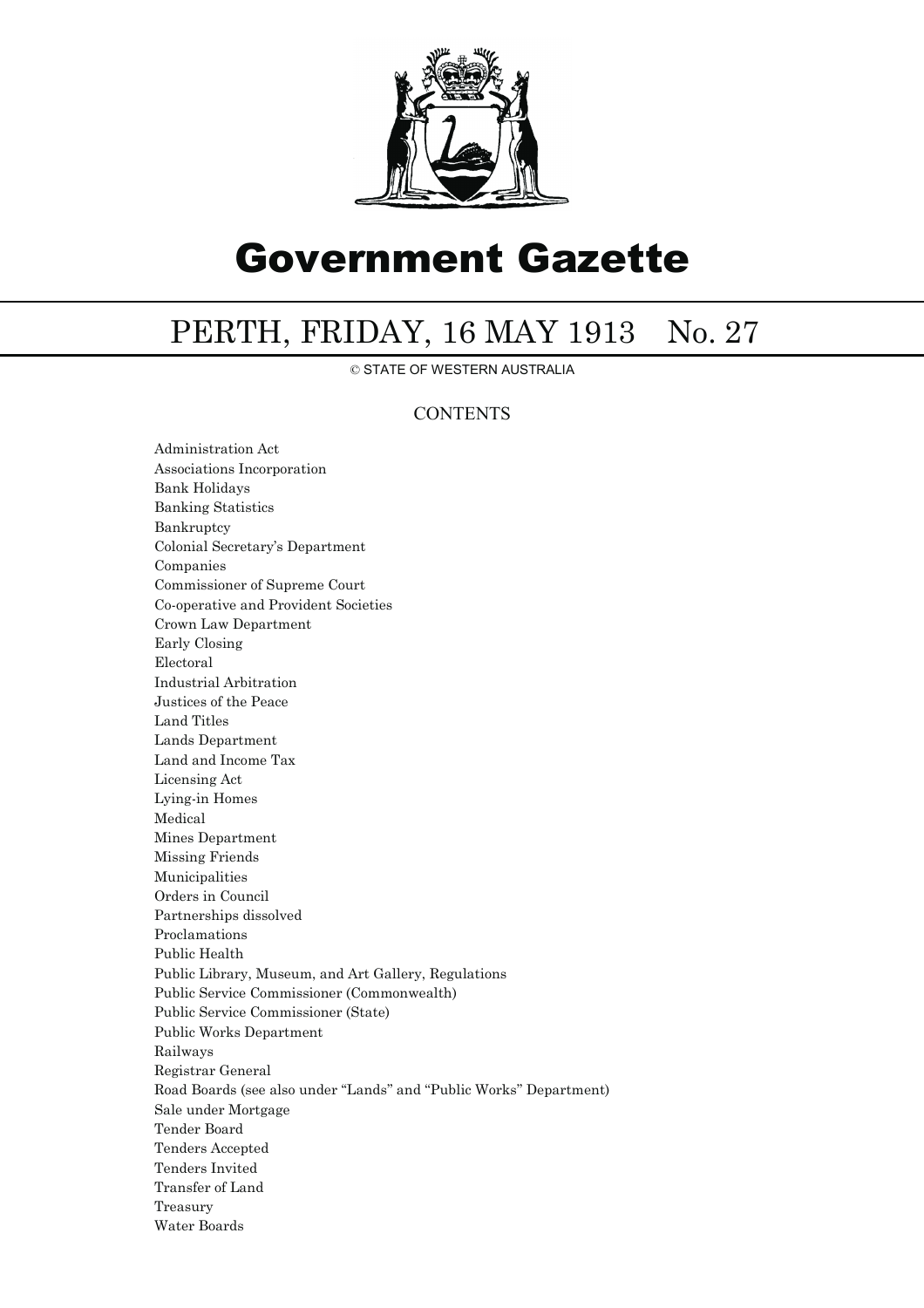# Government Gazette

## PERTH, FRIDAY, 16 MAY 1913 No. 27

© STATE OF WESTERN AUSTRALIA

### CONTENTS

Administration Act
Associations Incorporation
Bank Holidays
Banking Statistics
Bankruptcy
Colonial Secretary's Department
Companies
Commissioner of Supreme Court
Co-operative and Provident Societies
Crown Law Department
Early Closing
Electoral
Industrial Arbitration
Justices of the Peace
Land Titles
Lands Department
Land and Income Tax
Licensing Act
Lying-in Homes
Medical
Mines Department
Missing Friends
Municipalities
Orders in Council
Partnerships dissolved
Proclamations
Public Health
Public Library, Museum, and Art Gallery, Regulations
Public Service Commissioner (Commonwealth)
Public Service Commissioner (State)
Public Works Department
Railways
Registrar General
Road Boards (see also under "Lands" and "Public Works" Department)
Sale under Mortgage
Tender Board
Tenders Accepted
Tenders Invited
Transfer of Land
Treasury
Water Boards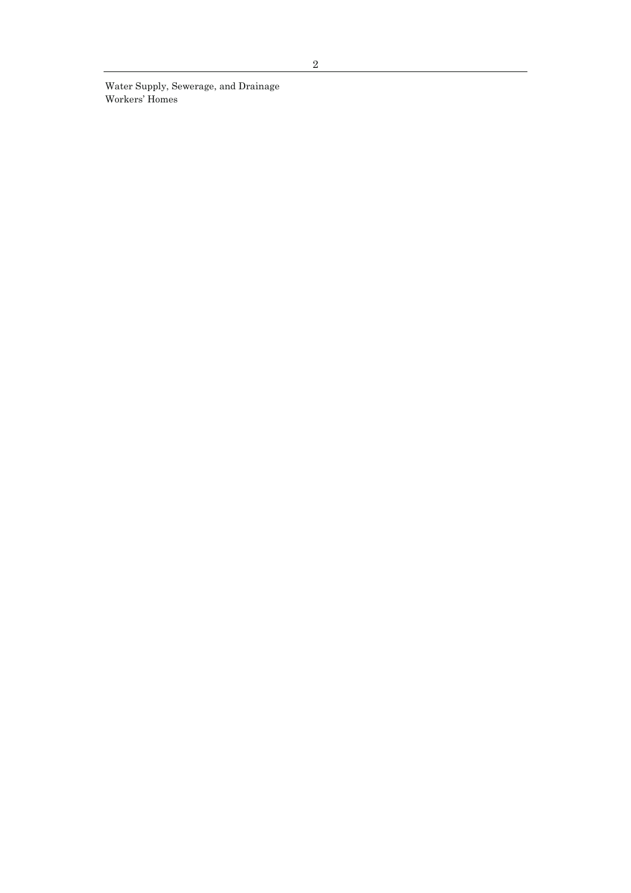Water Supply, Sewerage, and Drainage
Workers' Homes